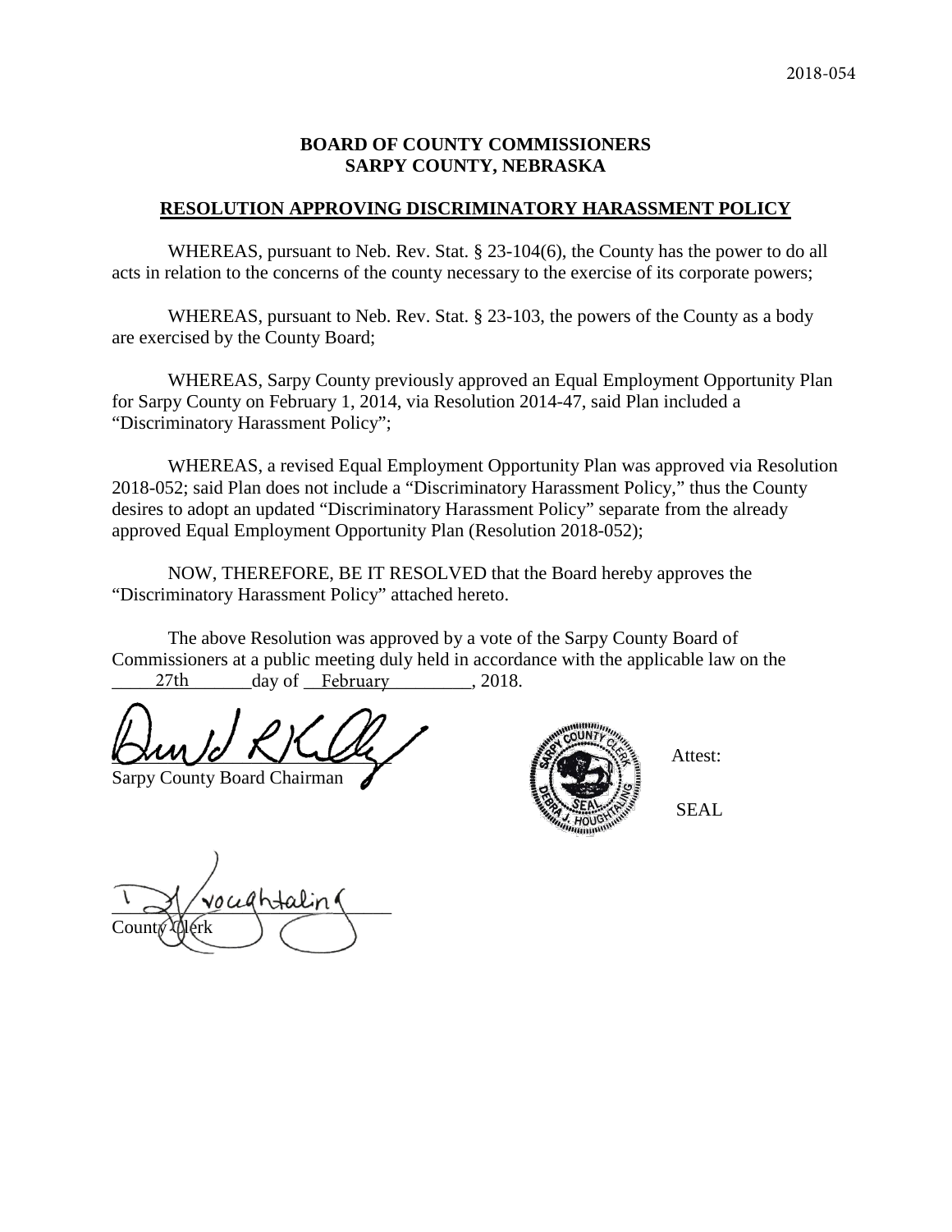2018-054

**BOARD OF COUNTY COMMISSIONERS**
**SARPY COUNTY, NEBRASKA**

**RESOLUTION APPROVING DISCRIMINATORY HARASSMENT POLICY**

WHEREAS, pursuant to Neb. Rev. Stat. § 23-104(6), the County has the power to do all acts in relation to the concerns of the county necessary to the exercise of its corporate powers;

WHEREAS, pursuant to Neb. Rev. Stat. § 23-103, the powers of the County as a body are exercised by the County Board;

WHEREAS, Sarpy County previously approved an Equal Employment Opportunity Plan for Sarpy County on February 1, 2014, via Resolution 2014-47, said Plan included a "Discriminatory Harassment Policy";

WHEREAS, a revised Equal Employment Opportunity Plan was approved via Resolution 2018-052; said Plan does not include a "Discriminatory Harassment Policy," thus the County desires to adopt an updated "Discriminatory Harassment Policy" separate from the already approved Equal Employment Opportunity Plan (Resolution 2018-052);

NOW, THEREFORE, BE IT RESOLVED that the Board hereby approves the "Discriminatory Harassment Policy" attached hereto.

The above Resolution was approved by a vote of the Sarpy County Board of Commissioners at a public meeting duly held in accordance with the applicable law on the 27th day of February, 2018.

Sarpy County Board Chairman

Attest:

SEAL

County Clerk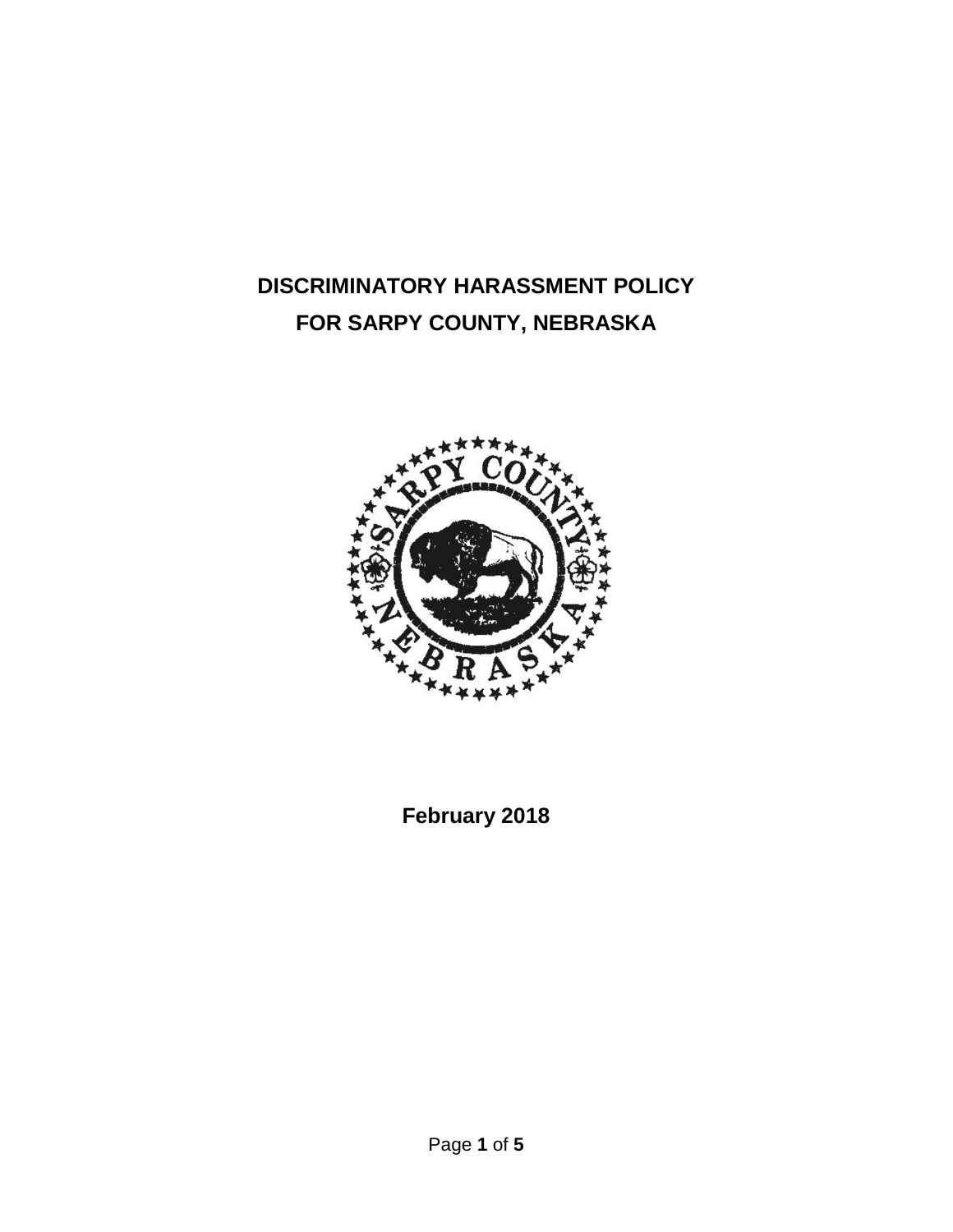# DISCRIMINATORY HARASSMENT POLICY FOR SARPY COUNTY, NEBRASKA

**February 2018**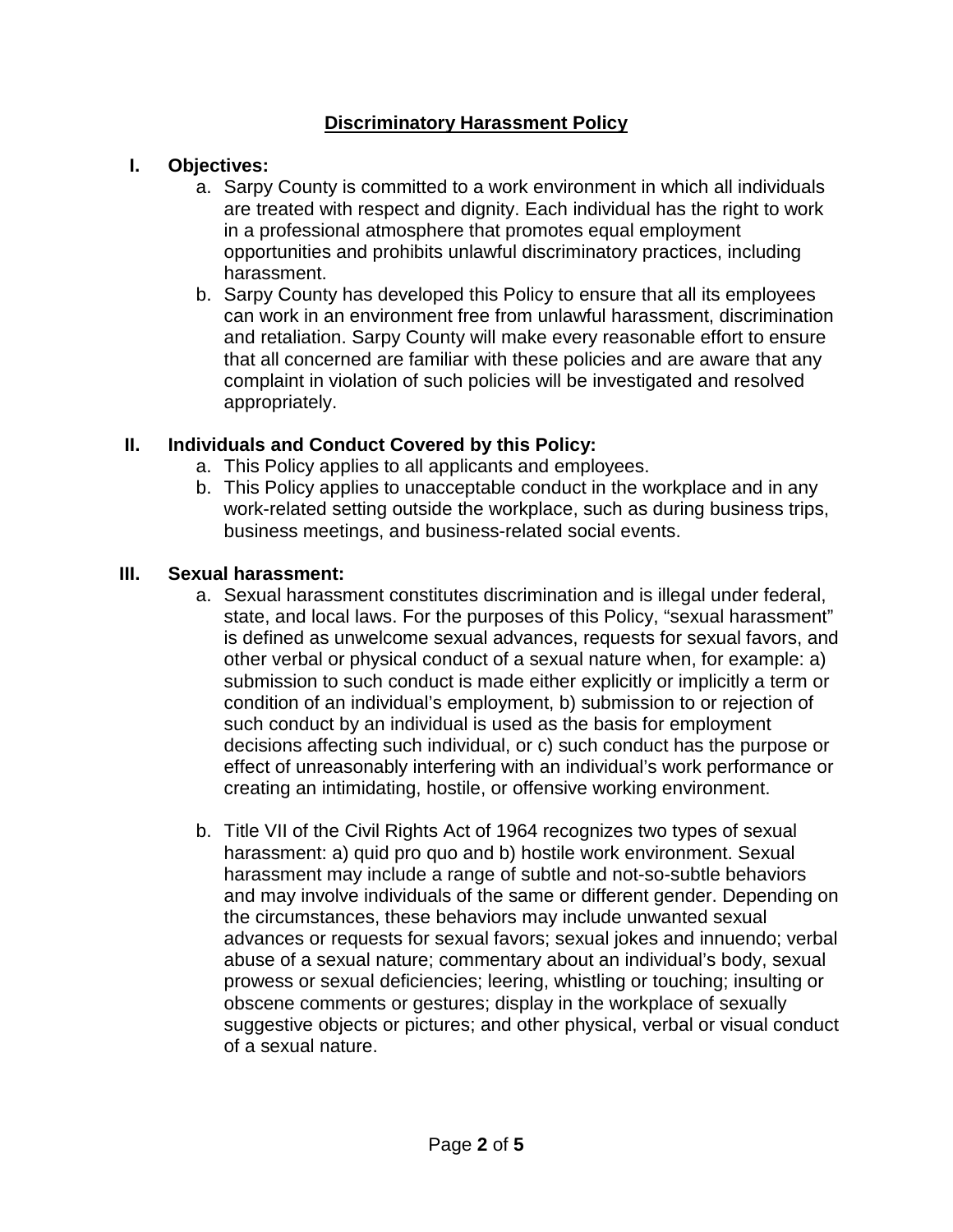# Discriminatory Harassment Policy

## I. Objectives:

a. Sarpy County is committed to a work environment in which all individuals are treated with respect and dignity. Each individual has the right to work in a professional atmosphere that promotes equal employment opportunities and prohibits unlawful discriminatory practices, including harassment.

b. Sarpy County has developed this Policy to ensure that all its employees can work in an environment free from unlawful harassment, discrimination and retaliation. Sarpy County will make every reasonable effort to ensure that all concerned are familiar with these policies and are aware that any complaint in violation of such policies will be investigated and resolved appropriately.

## II. Individuals and Conduct Covered by this Policy:

a. This Policy applies to all applicants and employees.

b. This Policy applies to unacceptable conduct in the workplace and in any work-related setting outside the workplace, such as during business trips, business meetings, and business-related social events.

## III. Sexual harassment:

a. Sexual harassment constitutes discrimination and is illegal under federal, state, and local laws. For the purposes of this Policy, "sexual harassment" is defined as unwelcome sexual advances, requests for sexual favors, and other verbal or physical conduct of a sexual nature when, for example: a) submission to such conduct is made either explicitly or implicitly a term or condition of an individual's employment, b) submission to or rejection of such conduct by an individual is used as the basis for employment decisions affecting such individual, or c) such conduct has the purpose or effect of unreasonably interfering with an individual's work performance or creating an intimidating, hostile, or offensive working environment.

b. Title VII of the Civil Rights Act of 1964 recognizes two types of sexual harassment: a) quid pro quo and b) hostile work environment. Sexual harassment may include a range of subtle and not-so-subtle behaviors and may involve individuals of the same or different gender. Depending on the circumstances, these behaviors may include unwanted sexual advances or requests for sexual favors; sexual jokes and innuendo; verbal abuse of a sexual nature; commentary about an individual's body, sexual prowess or sexual deficiencies; leering, whistling or touching; insulting or obscene comments or gestures; display in the workplace of sexually suggestive objects or pictures; and other physical, verbal or visual conduct of a sexual nature.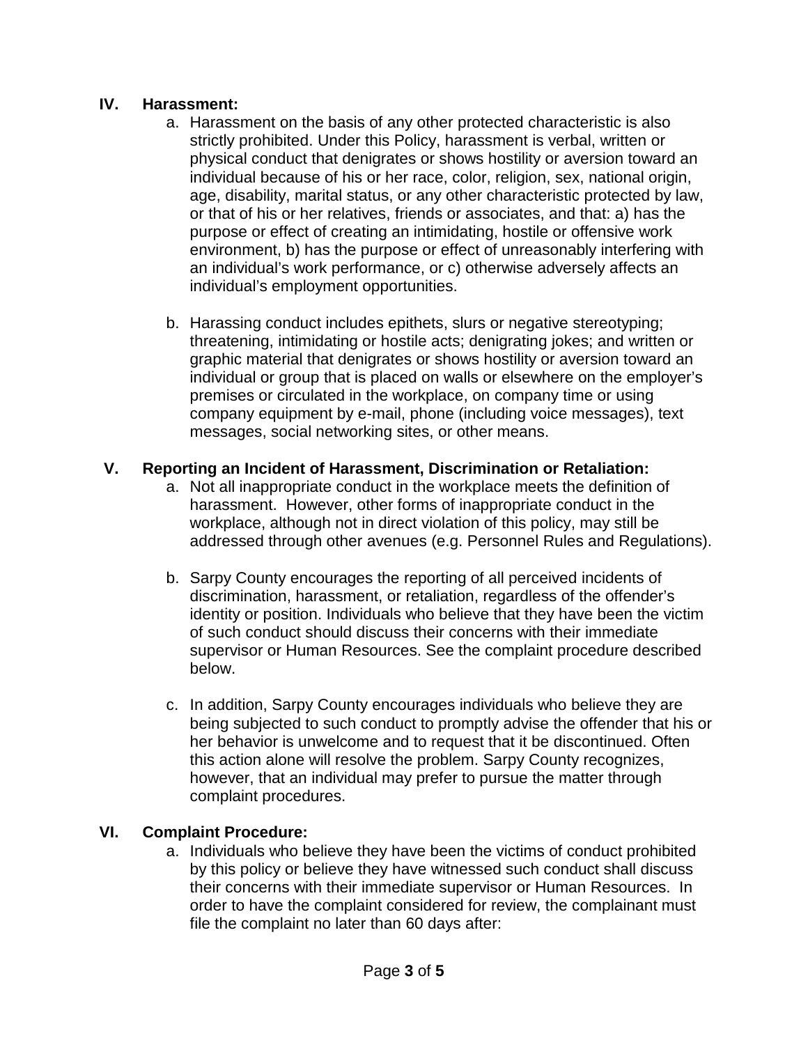## IV. Harassment:

a. Harassment on the basis of any other protected characteristic is also strictly prohibited. Under this Policy, harassment is verbal, written or physical conduct that denigrates or shows hostility or aversion toward an individual because of his or her race, color, religion, sex, national origin, age, disability, marital status, or any other characteristic protected by law, or that of his or her relatives, friends or associates, and that: a) has the purpose or effect of creating an intimidating, hostile or offensive work environment, b) has the purpose or effect of unreasonably interfering with an individual's work performance, or c) otherwise adversely affects an individual's employment opportunities.

b. Harassing conduct includes epithets, slurs or negative stereotyping; threatening, intimidating or hostile acts; denigrating jokes; and written or graphic material that denigrates or shows hostility or aversion toward an individual or group that is placed on walls or elsewhere on the employer's premises or circulated in the workplace, on company time or using company equipment by e-mail, phone (including voice messages), text messages, social networking sites, or other means.

## V. Reporting an Incident of Harassment, Discrimination or Retaliation:

a. Not all inappropriate conduct in the workplace meets the definition of harassment. However, other forms of inappropriate conduct in the workplace, although not in direct violation of this policy, may still be addressed through other avenues (e.g. Personnel Rules and Regulations).

b. Sarpy County encourages the reporting of all perceived incidents of discrimination, harassment, or retaliation, regardless of the offender's identity or position. Individuals who believe that they have been the victim of such conduct should discuss their concerns with their immediate supervisor or Human Resources. See the complaint procedure described below.

c. In addition, Sarpy County encourages individuals who believe they are being subjected to such conduct to promptly advise the offender that his or her behavior is unwelcome and to request that it be discontinued. Often this action alone will resolve the problem. Sarpy County recognizes, however, that an individual may prefer to pursue the matter through complaint procedures.

## VI. Complaint Procedure:

a. Individuals who believe they have been the victims of conduct prohibited by this policy or believe they have witnessed such conduct shall discuss their concerns with their immediate supervisor or Human Resources. In order to have the complaint considered for review, the complainant must file the complaint no later than 60 days after: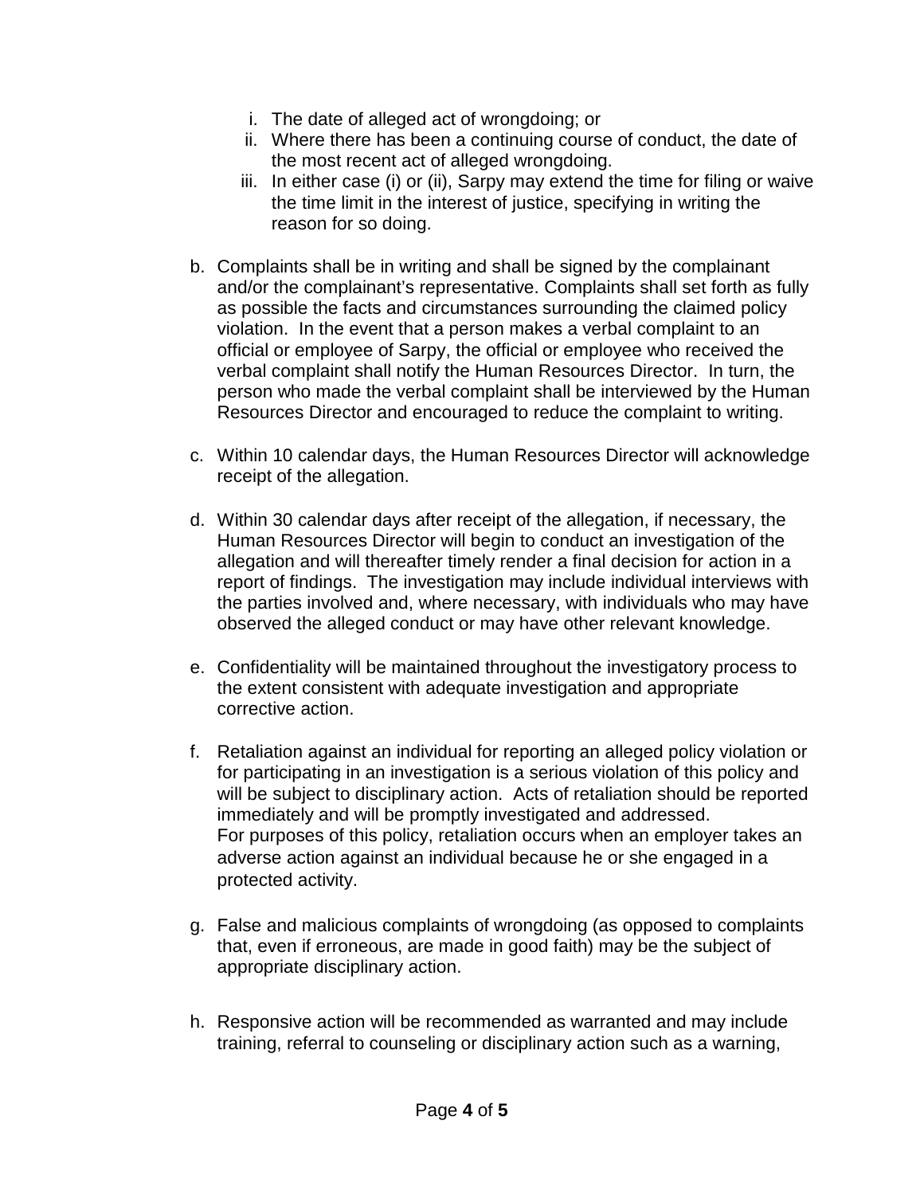i. The date of alleged act of wrongdoing; or
  ii. Where there has been a continuing course of conduct, the date of the most recent act of alleged wrongdoing.
  iii. In either case (i) or (ii), Sarpy may extend the time for filing or waive the time limit in the interest of justice, specifying in writing the reason for so doing.

b. Complaints shall be in writing and shall be signed by the complainant and/or the complainant's representative. Complaints shall set forth as fully as possible the facts and circumstances surrounding the claimed policy violation. In the event that a person makes a verbal complaint to an official or employee of Sarpy, the official or employee who received the verbal complaint shall notify the Human Resources Director. In turn, the person who made the verbal complaint shall be interviewed by the Human Resources Director and encouraged to reduce the complaint to writing.

c. Within 10 calendar days, the Human Resources Director will acknowledge receipt of the allegation.

d. Within 30 calendar days after receipt of the allegation, if necessary, the Human Resources Director will begin to conduct an investigation of the allegation and will thereafter timely render a final decision for action in a report of findings. The investigation may include individual interviews with the parties involved and, where necessary, with individuals who may have observed the alleged conduct or may have other relevant knowledge.

e. Confidentiality will be maintained throughout the investigatory process to the extent consistent with adequate investigation and appropriate corrective action.

f. Retaliation against an individual for reporting an alleged policy violation or for participating in an investigation is a serious violation of this policy and will be subject to disciplinary action. Acts of retaliation should be reported immediately and will be promptly investigated and addressed. For purposes of this policy, retaliation occurs when an employer takes an adverse action against an individual because he or she engaged in a protected activity.

g. False and malicious complaints of wrongdoing (as opposed to complaints that, even if erroneous, are made in good faith) may be the subject of appropriate disciplinary action.

h. Responsive action will be recommended as warranted and may include training, referral to counseling or disciplinary action such as a warning,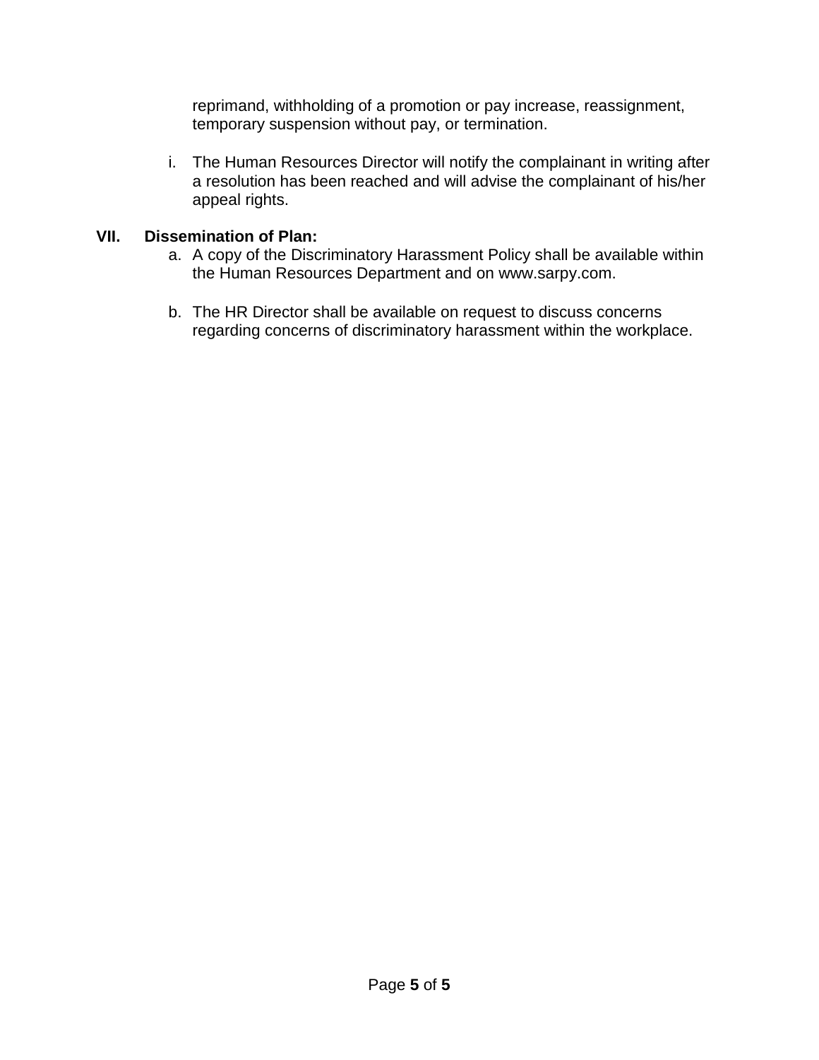reprimand, withholding of a promotion or pay increase, reassignment, temporary suspension without pay, or termination.

i. The Human Resources Director will notify the complainant in writing after a resolution has been reached and will advise the complainant of his/her appeal rights.

## VII. Dissemination of Plan:

a. A copy of the Discriminatory Harassment Policy shall be available within the Human Resources Department and on www.sarpy.com.

b. The HR Director shall be available on request to discuss concerns regarding concerns of discriminatory harassment within the workplace.